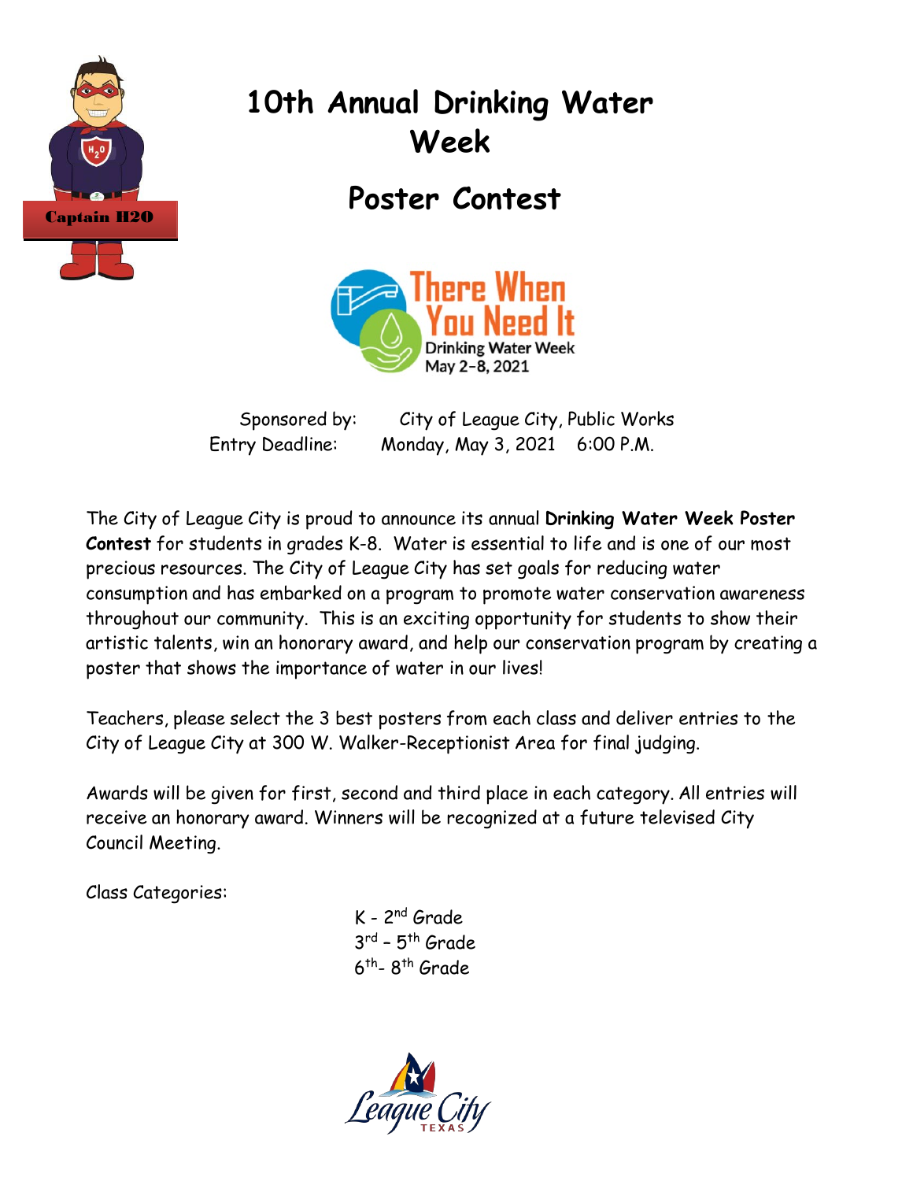# 10th Annual Drinking Water Week

## Poster Contest

Sponsored by: City of League City, Public Works
Entry Deadline: Monday, May 3, 2021 6:00 P.M.

The City of League City is proud to announce its annual **Drinking Water Week Poster Contest** for students in grades K-8. Water is essential to life and is one of our most precious resources. The City of League City has set goals for reducing water consumption and has embarked on a program to promote water conservation awareness throughout our community. This is an exciting opportunity for students to show their artistic talents, win an honorary award, and help our conservation program by creating a poster that shows the importance of water in our lives!

Teachers, please select the 3 best posters from each class and deliver entries to the City of League City at 300 W. Walker-Receptionist Area for final judging.

Awards will be given for first, second and third place in each category. All entries will receive an honorary award. Winners will be recognized at a future televised City Council Meeting.

Class Categories:

- K - 2nd Grade
- 3rd – 5th Grade
- 6th- 8th Grade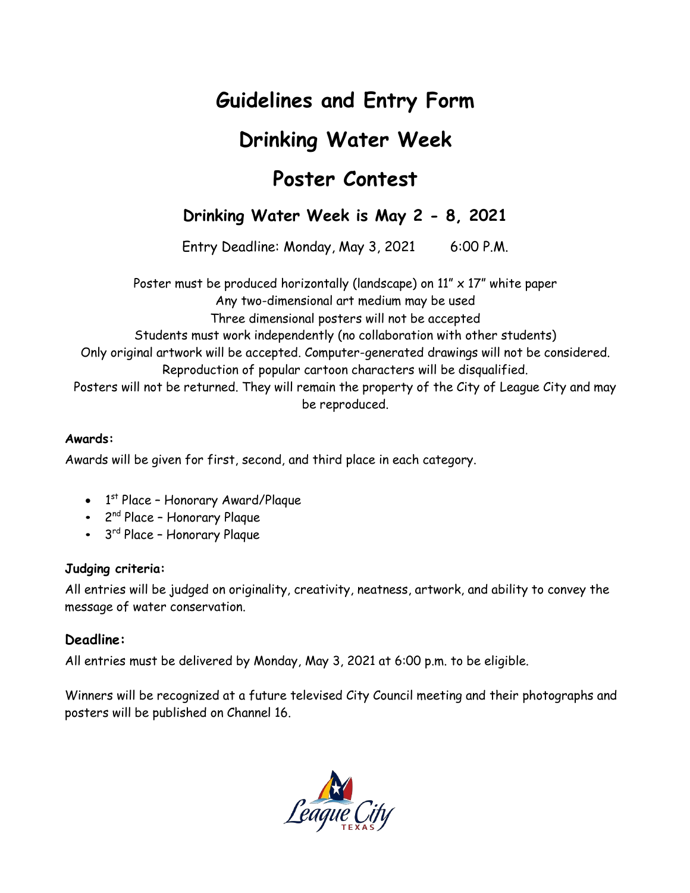# Guidelines and Entry Form

# Drinking Water Week

# Poster Contest

## Drinking Water Week is May 2 - 8, 2021

Entry Deadline: Monday, May 3, 2021     6:00 P.M.

Poster must be produced horizontally (landscape) on 11" x 17" white paper
Any two-dimensional art medium may be used
Three dimensional posters will not be accepted
Students must work independently (no collaboration with other students)
Only original artwork will be accepted. Computer-generated drawings will not be considered.
Reproduction of popular cartoon characters will be disqualified.
Posters will not be returned. They will remain the property of the City of League City and may be reproduced.

**Awards:**

Awards will be given for first, second, and third place in each category.

- 1st Place – Honorary Award/Plaque
- 2nd Place – Honorary Plaque
- 3rd Place – Honorary Plaque

**Judging criteria:**

All entries will be judged on originality, creativity, neatness, artwork, and ability to convey the message of water conservation.

**Deadline:**

All entries must be delivered by Monday, May 3, 2021 at 6:00 p.m. to be eligible.

Winners will be recognized at a future televised City Council meeting and their photographs and posters will be published on Channel 16.

League City TEXAS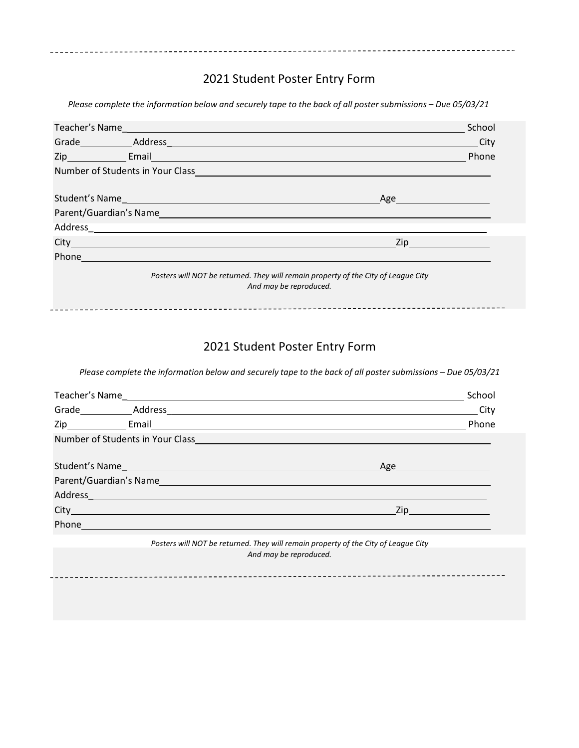## 2021 Student Poster Entry Form

*Please complete the information below and securely tape to the back of all poster submissions – Due 05/03/21*

Teacher's Name_______________________________________________ School

Grade__________ Address_______________________________________ City

Zip__________ Email___________________________________________ Phone

Number of Students in Your Class_________________________________

Student's Name_________________________________ Age______________

Parent/Guardian's Name__________________________________________

Address_______________________________________________________

City_____________________________________________ Zip___________

Phone_________________________________________________________

*Posters will NOT be returned. They will remain property of the City of League City And may be reproduced.*

---

## 2021 Student Poster Entry Form

*Please complete the information below and securely tape to the back of all poster submissions – Due 05/03/21*

Teacher's Name_______________________________________________ School

Grade__________ Address_______________________________________ City

Zip__________ Email___________________________________________ Phone

Number of Students in Your Class_________________________________

Student's Name_________________________________ Age______________

Parent/Guardian's Name__________________________________________

Address_______________________________________________________

City_____________________________________________ Zip___________

Phone_________________________________________________________

*Posters will NOT be returned. They will remain property of the City of League City And may be reproduced.*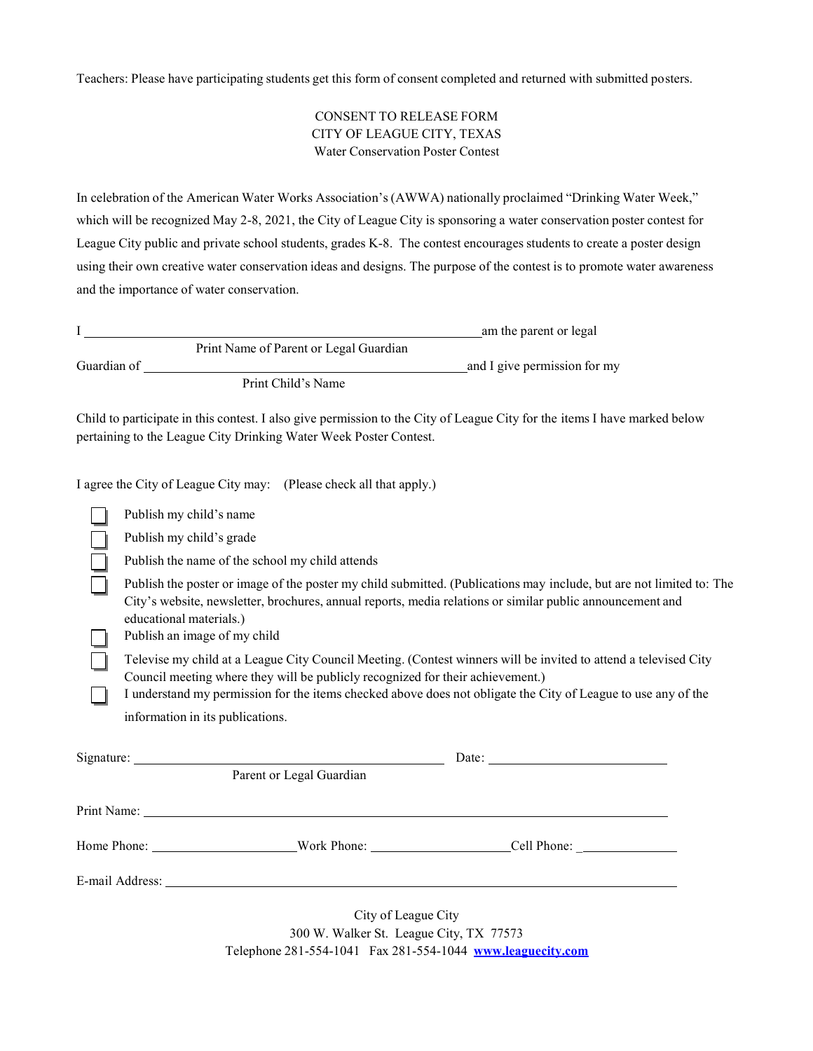Teachers: Please have participating students get this form of consent completed and returned with submitted posters.

CONSENT TO RELEASE FORM
CITY OF LEAGUE CITY, TEXAS
Water Conservation Poster Contest

In celebration of the American Water Works Association's (AWWA) nationally proclaimed "Drinking Water Week," which will be recognized May 2-8, 2021, the City of League City is sponsoring a water conservation poster contest for League City public and private school students, grades K-8. The contest encourages students to create a poster design using their own creative water conservation ideas and designs. The purpose of the contest is to promote water awareness and the importance of water conservation.

I \_\_\_\_\_\_\_\_\_\_\_\_\_\_\_\_\_\_\_\_\_\_\_\_\_\_\_\_\_\_\_\_\_\_\_\_\_\_\_\_\_\_\_\_ am the parent or legal
Print Name of Parent or Legal Guardian

Guardian of \_\_\_\_\_\_\_\_\_\_\_\_\_\_\_\_\_\_\_\_\_\_\_\_\_\_\_\_\_\_\_\_\_\_\_\_\_\_\_\_ and I give permission for my
Print Child's Name

Child to participate in this contest. I also give permission to the City of League City for the items I have marked below pertaining to the League City Drinking Water Week Poster Contest.

I agree the City of League City may: (Please check all that apply.)

- ☐ Publish my child's name
- ☐ Publish my child's grade
- ☐ Publish the name of the school my child attends
- ☐ Publish the poster or image of the poster my child submitted. (Publications may include, but are not limited to: The City's website, newsletter, brochures, annual reports, media relations or similar public announcement and educational materials.)
- ☐ Publish an image of my child
- ☐ Televise my child at a League City Council Meeting. (Contest winners will be invited to attend a televised City Council meeting where they will be publicly recognized for their achievement.)
- ☐ I understand my permission for the items checked above does not obligate the City of League to use any of the information in its publications.

Signature: \_\_\_\_\_\_\_\_\_\_\_\_\_\_\_\_\_\_\_\_\_\_\_\_\_\_\_\_\_\_\_\_\_\_\_\_ Date: \_\_\_\_\_\_\_\_\_\_\_\_\_\_\_\_\_\_\_\_
Parent or Legal Guardian

Print Name: \_\_\_\_\_\_\_\_\_\_\_\_\_\_\_\_\_\_\_\_\_\_\_\_\_\_\_\_\_\_\_\_\_\_\_\_\_\_\_\_\_\_\_\_\_\_\_\_\_\_\_\_\_\_\_\_

Home Phone: \_\_\_\_\_\_\_\_\_\_\_\_\_\_\_\_ Work Phone: \_\_\_\_\_\_\_\_\_\_\_\_\_\_\_\_ Cell Phone: \_\_\_\_\_\_\_\_\_\_\_\_

E-mail Address: \_\_\_\_\_\_\_\_\_\_\_\_\_\_\_\_\_\_\_\_\_\_\_\_\_\_\_\_\_\_\_\_\_\_\_\_\_\_\_\_\_\_\_\_\_\_\_\_\_\_\_\_\_\_\_\_

City of League City
300 W. Walker St. League City, TX 77573
Telephone 281-554-1041 Fax 281-554-1044 [www.leaguecity.com](http://www.leaguecity.com)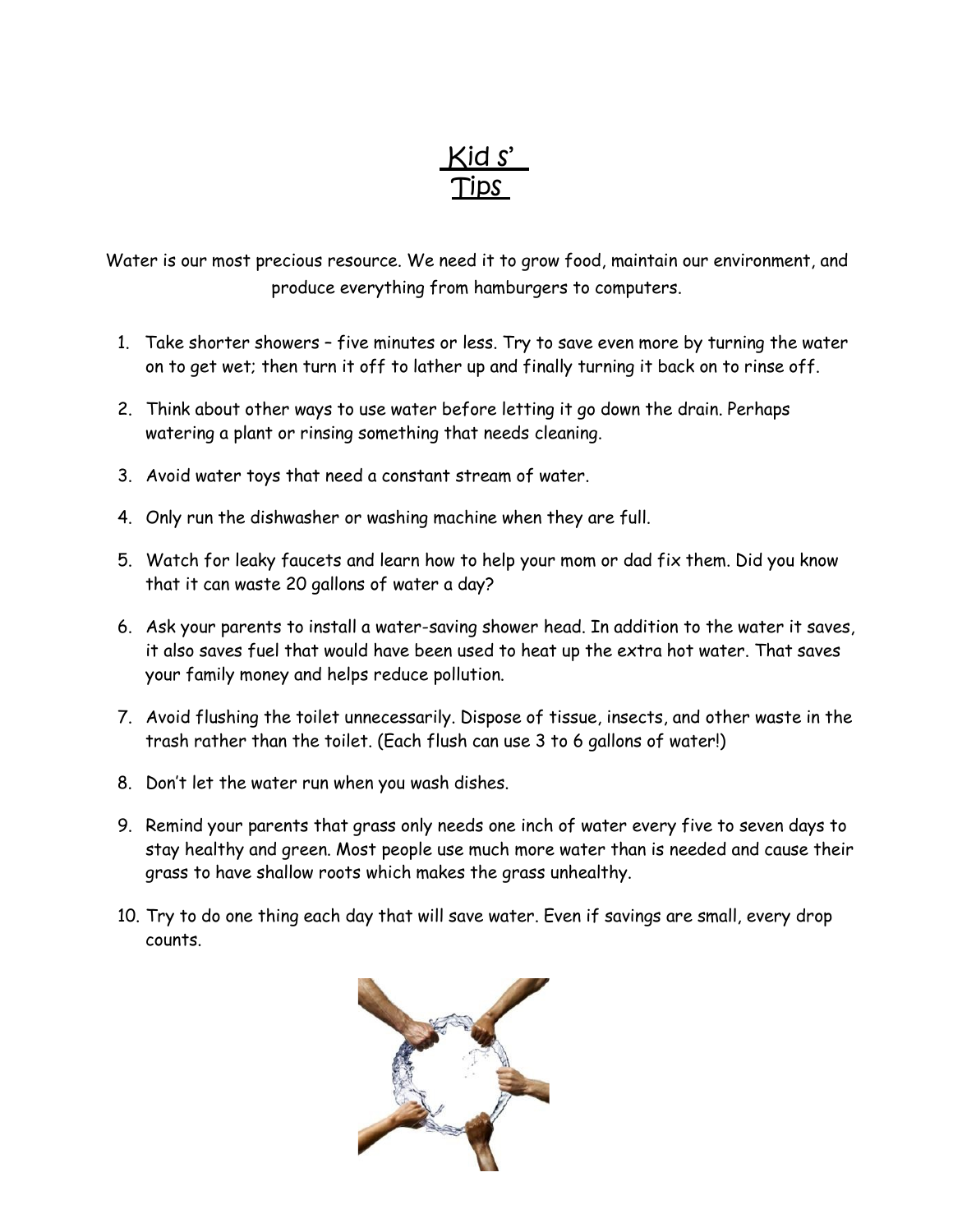# Kid s' Tips

Water is our most precious resource. We need it to grow food, maintain our environment, and produce everything from hamburgers to computers.

1. Take shorter showers – five minutes or less. Try to save even more by turning the water on to get wet; then turn it off to lather up and finally turning it back on to rinse off.
2. Think about other ways to use water before letting it go down the drain. Perhaps watering a plant or rinsing something that needs cleaning.
3. Avoid water toys that need a constant stream of water.
4. Only run the dishwasher or washing machine when they are full.
5. Watch for leaky faucets and learn how to help your mom or dad fix them. Did you know that it can waste 20 gallons of water a day?
6. Ask your parents to install a water-saving shower head. In addition to the water it saves, it also saves fuel that would have been used to heat up the extra hot water. That saves your family money and helps reduce pollution.
7. Avoid flushing the toilet unnecessarily. Dispose of tissue, insects, and other waste in the trash rather than the toilet. (Each flush can use 3 to 6 gallons of water!)
8. Don't let the water run when you wash dishes.
9. Remind your parents that grass only needs one inch of water every five to seven days to stay healthy and green. Most people use much more water than is needed and cause their grass to have shallow roots which makes the grass unhealthy.
10. Try to do one thing each day that will save water. Even if savings are small, every drop counts.